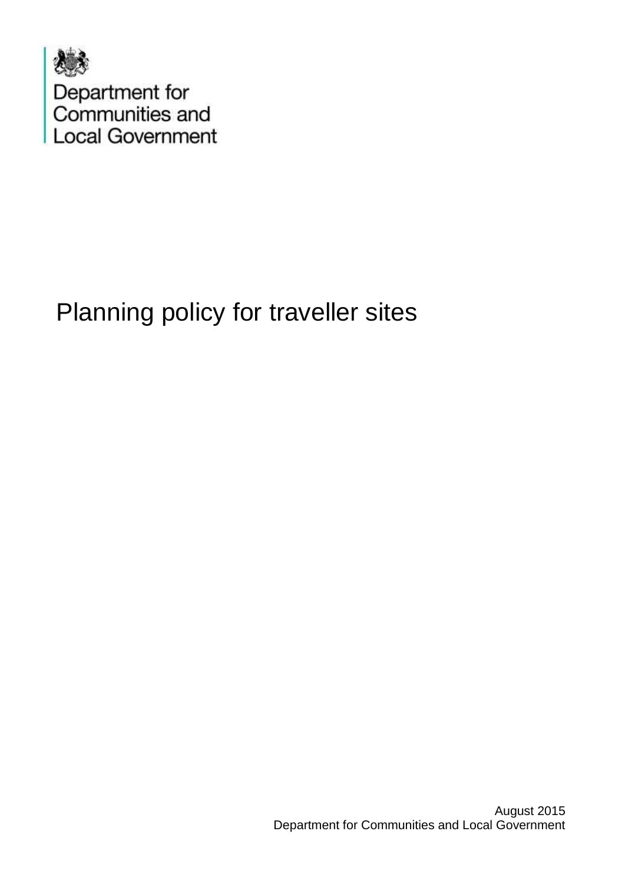Department for Communities and Local Government

# Planning policy for traveller sites

August 2015
Department for Communities and Local Government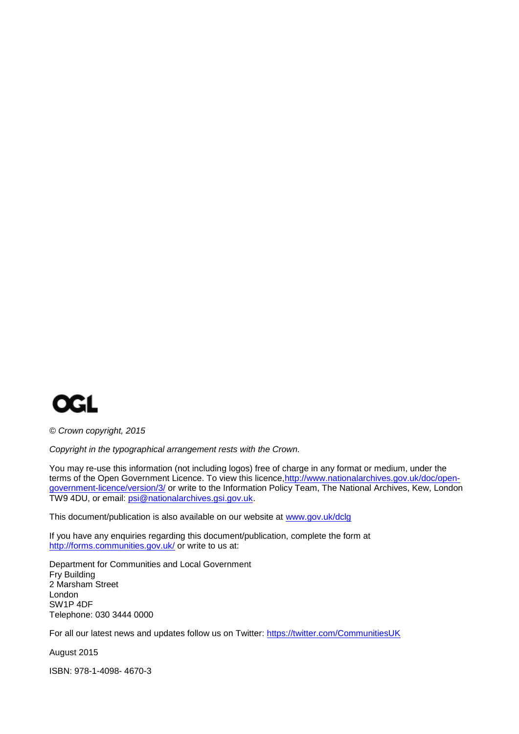OGL

*© Crown copyright, 2015*

*Copyright in the typographical arrangement rests with the Crown.*

You may re-use this information (not including logos) free of charge in any format or medium, under the terms of the Open Government Licence. To view this licence, http://www.nationalarchives.gov.uk/doc/open-government-licence/version/3/ or write to the Information Policy Team, The National Archives, Kew, London TW9 4DU, or email: psi@nationalarchives.gsi.gov.uk.

This document/publication is also available on our website at www.gov.uk/dclg

If you have any enquiries regarding this document/publication, complete the form at http://forms.communities.gov.uk/ or write to us at:

Department for Communities and Local Government
Fry Building
2 Marsham Street
London
SW1P 4DF
Telephone: 030 3444 0000

For all our latest news and updates follow us on Twitter: https://twitter.com/CommunitiesUK

August 2015

ISBN: 978-1-4098- 4670-3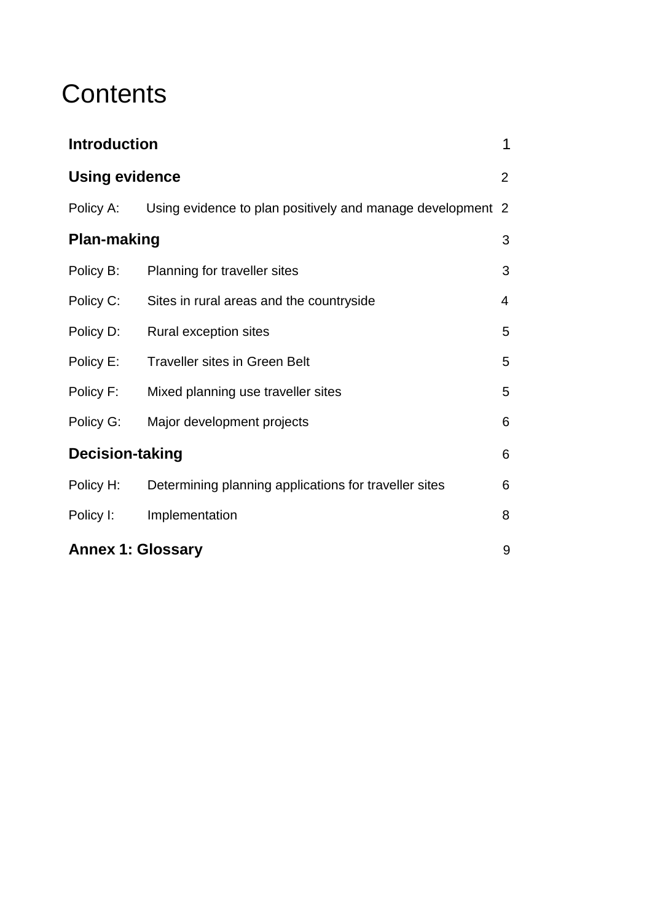# Contents

| | | |
|---|---|---|
| **Introduction** | | 1 |
| **Using evidence** | | 2 |
| Policy A: | Using evidence to plan positively and manage development | 2 |
| **Plan-making** | | 3 |
| Policy B: | Planning for traveller sites | 3 |
| Policy C: | Sites in rural areas and the countryside | 4 |
| Policy D: | Rural exception sites | 5 |
| Policy E: | Traveller sites in Green Belt | 5 |
| Policy F: | Mixed planning use traveller sites | 5 |
| Policy G: | Major development projects | 6 |
| **Decision-taking** | | 6 |
| Policy H: | Determining planning applications for traveller sites | 6 |
| Policy I: | Implementation | 8 |
| **Annex 1: Glossary** | | 9 |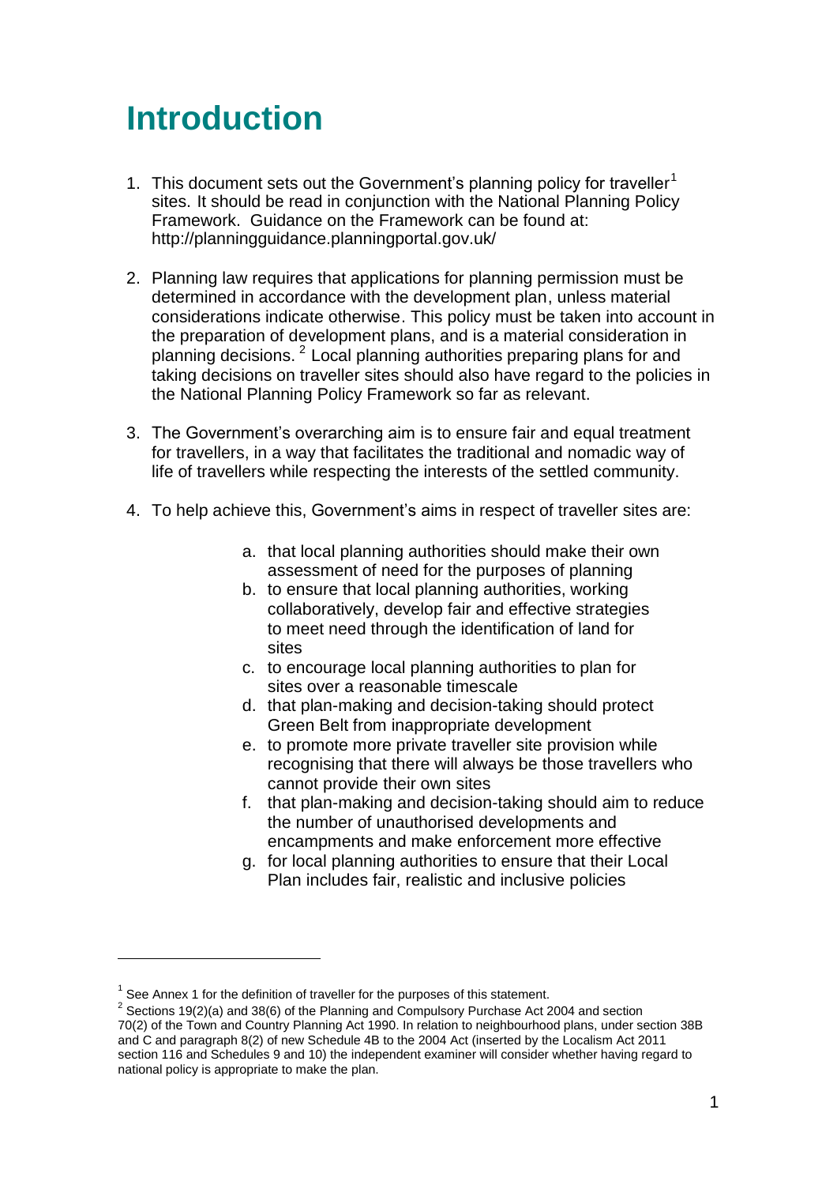# Introduction

1. This document sets out the Government's planning policy for traveller[1] sites. It should be read in conjunction with the National Planning Policy Framework. Guidance on the Framework can be found at: http://planningguidance.planningportal.gov.uk/

2. Planning law requires that applications for planning permission must be determined in accordance with the development plan, unless material considerations indicate otherwise. This policy must be taken into account in the preparation of development plans, and is a material consideration in planning decisions. [2] Local planning authorities preparing plans for and taking decisions on traveller sites should also have regard to the policies in the National Planning Policy Framework so far as relevant.

3. The Government's overarching aim is to ensure fair and equal treatment for travellers, in a way that facilitates the traditional and nomadic way of life of travellers while respecting the interests of the settled community.

4. To help achieve this, Government's aims in respect of traveller sites are:

    a. that local planning authorities should make their own assessment of need for the purposes of planning
    b. to ensure that local planning authorities, working collaboratively, develop fair and effective strategies to meet need through the identification of land for sites
    c. to encourage local planning authorities to plan for sites over a reasonable timescale
    d. that plan-making and decision-taking should protect Green Belt from inappropriate development
    e. to promote more private traveller site provision while recognising that there will always be those travellers who cannot provide their own sites
    f. that plan-making and decision-taking should aim to reduce the number of unauthorised developments and encampments and make enforcement more effective
    g. for local planning authorities to ensure that their Local Plan includes fair, realistic and inclusive policies

---

[1] See Annex 1 for the definition of traveller for the purposes of this statement.

[2] Sections 19(2)(a) and 38(6) of the Planning and Compulsory Purchase Act 2004 and section 70(2) of the Town and Country Planning Act 1990. In relation to neighbourhood plans, under section 38B and C and paragraph 8(2) of new Schedule 4B to the 2004 Act (inserted by the Localism Act 2011 section 116 and Schedules 9 and 10) the independent examiner will consider whether having regard to national policy is appropriate to make the plan.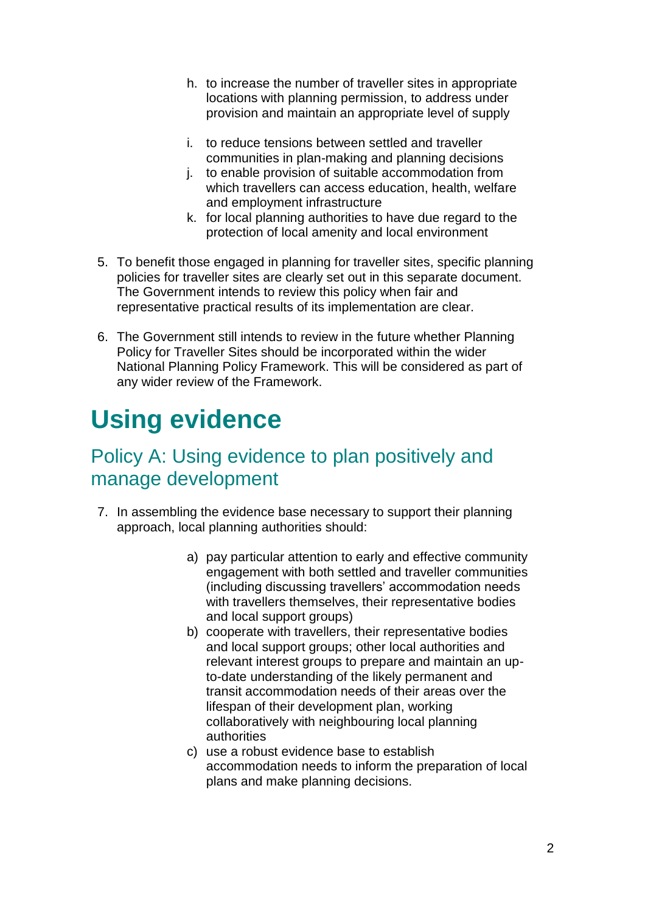h. to increase the number of traveller sites in appropriate locations with planning permission, to address under provision and maintain an appropriate level of supply

i. to reduce tensions between settled and traveller communities in plan-making and planning decisions
j. to enable provision of suitable accommodation from which travellers can access education, health, welfare and employment infrastructure
k. for local planning authorities to have due regard to the protection of local amenity and local environment

5. To benefit those engaged in planning for traveller sites, specific planning policies for traveller sites are clearly set out in this separate document. The Government intends to review this policy when fair and representative practical results of its implementation are clear.

6. The Government still intends to review in the future whether Planning Policy for Traveller Sites should be incorporated within the wider National Planning Policy Framework. This will be considered as part of any wider review of the Framework.

# Using evidence

## Policy A: Using evidence to plan positively and manage development

7. In assembling the evidence base necessary to support their planning approach, local planning authorities should:

   a) pay particular attention to early and effective community engagement with both settled and traveller communities (including discussing travellers' accommodation needs with travellers themselves, their representative bodies and local support groups)
   b) cooperate with travellers, their representative bodies and local support groups; other local authorities and relevant interest groups to prepare and maintain an up-to-date understanding of the likely permanent and transit accommodation needs of their areas over the lifespan of their development plan, working collaboratively with neighbouring local planning authorities
   c) use a robust evidence base to establish accommodation needs to inform the preparation of local plans and make planning decisions.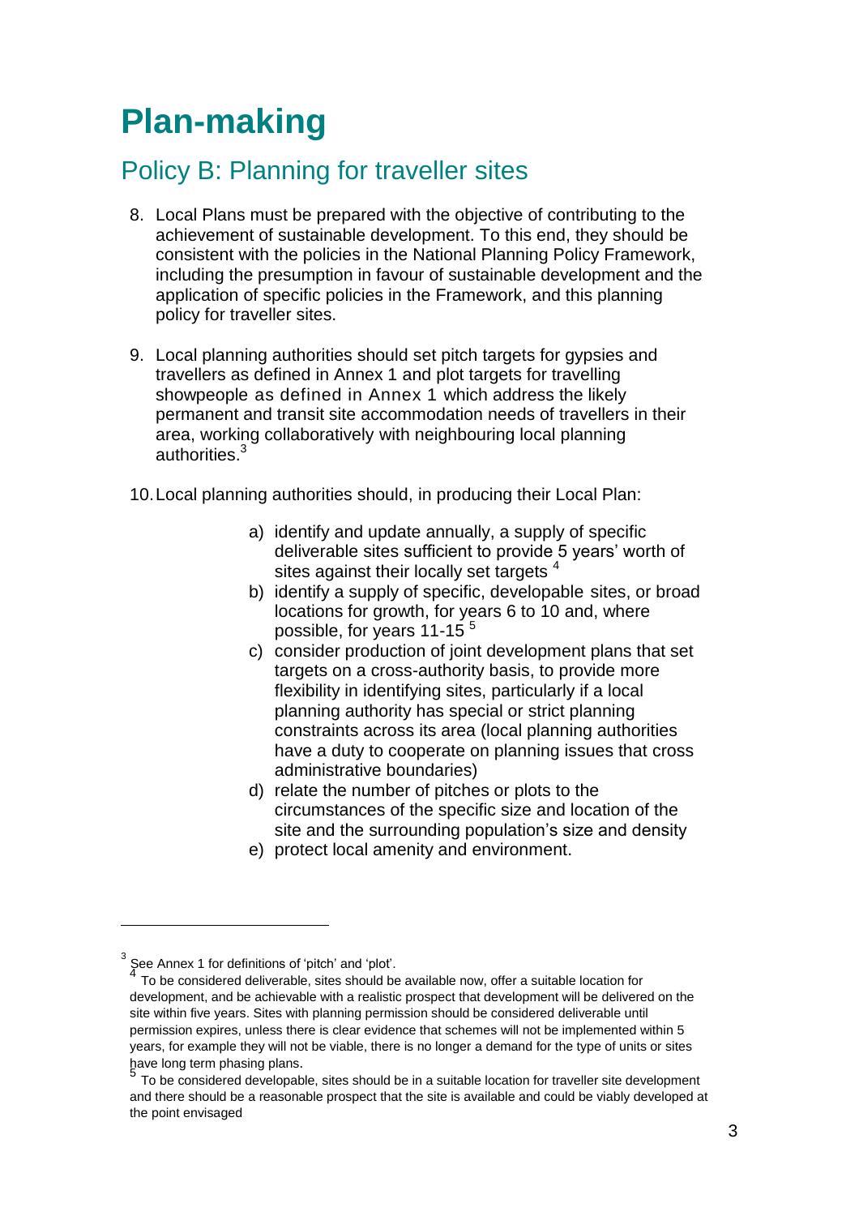# Plan-making

## Policy B: Planning for traveller sites

8. Local Plans must be prepared with the objective of contributing to the achievement of sustainable development. To this end, they should be consistent with the policies in the National Planning Policy Framework, including the presumption in favour of sustainable development and the application of specific policies in the Framework, and this planning policy for traveller sites.

9. Local planning authorities should set pitch targets for gypsies and travellers as defined in Annex 1 and plot targets for travelling showpeople as defined in Annex 1 which address the likely permanent and transit site accommodation needs of travellers in their area, working collaboratively with neighbouring local planning authorities.[3]

10. Local planning authorities should, in producing their Local Plan:

    a) identify and update annually, a supply of specific deliverable sites sufficient to provide 5 years' worth of sites against their locally set targets [4]
    b) identify a supply of specific, developable sites, or broad locations for growth, for years 6 to 10 and, where possible, for years 11-15 [5]
    c) consider production of joint development plans that set targets on a cross-authority basis, to provide more flexibility in identifying sites, particularly if a local planning authority has special or strict planning constraints across its area (local planning authorities have a duty to cooperate on planning issues that cross administrative boundaries)
    d) relate the number of pitches or plots to the circumstances of the specific size and location of the site and the surrounding population's size and density
    e) protect local amenity and environment.

---

[3] See Annex 1 for definitions of 'pitch' and 'plot'.

[4] To be considered deliverable, sites should be available now, offer a suitable location for development, and be achievable with a realistic prospect that development will be delivered on the site within five years. Sites with planning permission should be considered deliverable until permission expires, unless there is clear evidence that schemes will not be implemented within 5 years, for example they will not be viable, there is no longer a demand for the type of units or sites have long term phasing plans.

[5] To be considered developable, sites should be in a suitable location for traveller site development and there should be a reasonable prospect that the site is available and could be viably developed at the point envisaged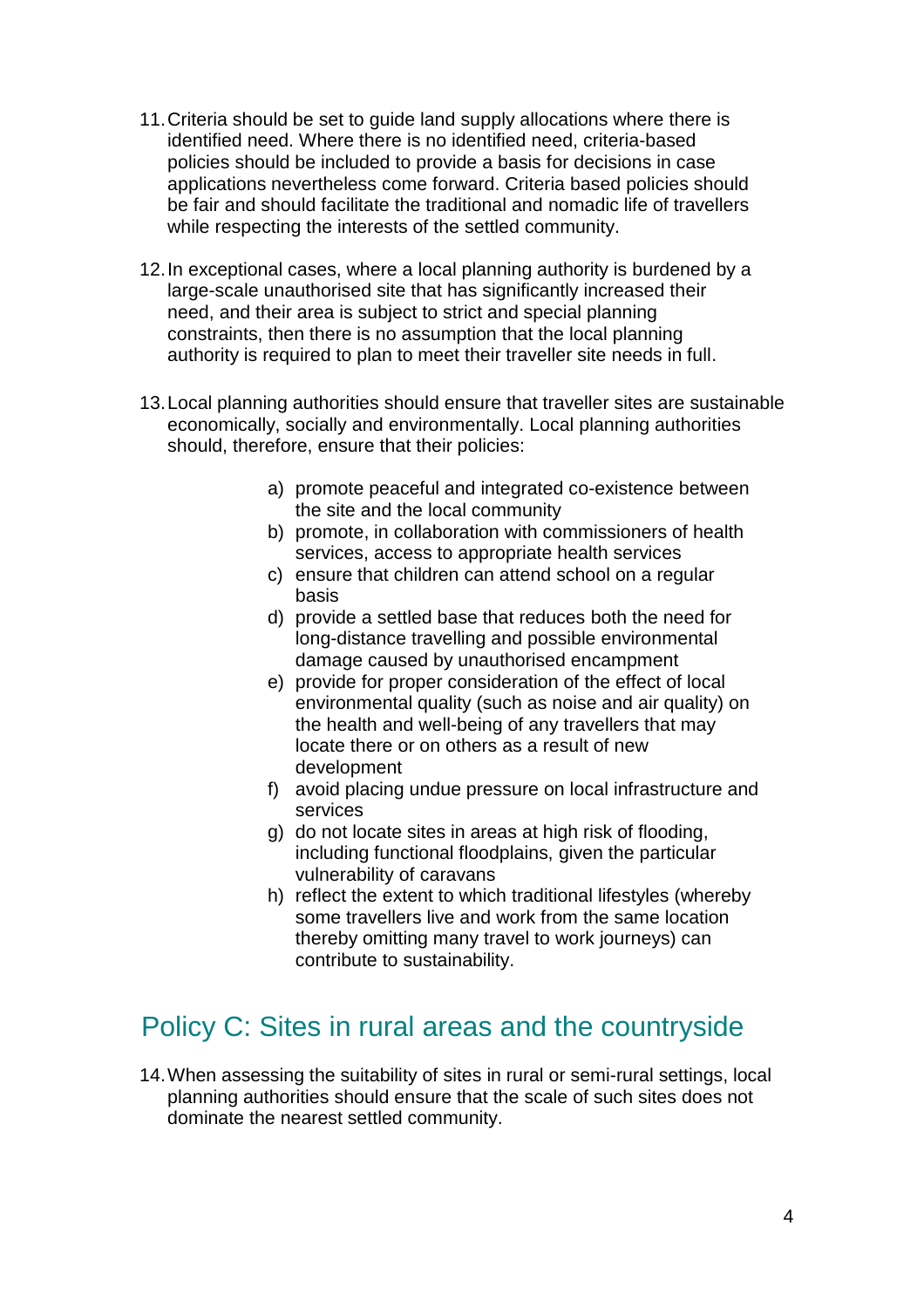11. Criteria should be set to guide land supply allocations where there is identified need. Where there is no identified need, criteria-based policies should be included to provide a basis for decisions in case applications nevertheless come forward. Criteria based policies should be fair and should facilitate the traditional and nomadic life of travellers while respecting the interests of the settled community.

12. In exceptional cases, where a local planning authority is burdened by a large-scale unauthorised site that has significantly increased their need, and their area is subject to strict and special planning constraints, then there is no assumption that the local planning authority is required to plan to meet their traveller site needs in full.

13. Local planning authorities should ensure that traveller sites are sustainable economically, socially and environmentally. Local planning authorities should, therefore, ensure that their policies:

    a) promote peaceful and integrated co-existence between the site and the local community
    b) promote, in collaboration with commissioners of health services, access to appropriate health services
    c) ensure that children can attend school on a regular basis
    d) provide a settled base that reduces both the need for long-distance travelling and possible environmental damage caused by unauthorised encampment
    e) provide for proper consideration of the effect of local environmental quality (such as noise and air quality) on the health and well-being of any travellers that may locate there or on others as a result of new development
    f) avoid placing undue pressure on local infrastructure and services
    g) do not locate sites in areas at high risk of flooding, including functional floodplains, given the particular vulnerability of caravans
    h) reflect the extent to which traditional lifestyles (whereby some travellers live and work from the same location thereby omitting many travel to work journeys) can contribute to sustainability.

## Policy C: Sites in rural areas and the countryside

14. When assessing the suitability of sites in rural or semi-rural settings, local planning authorities should ensure that the scale of such sites does not dominate the nearest settled community.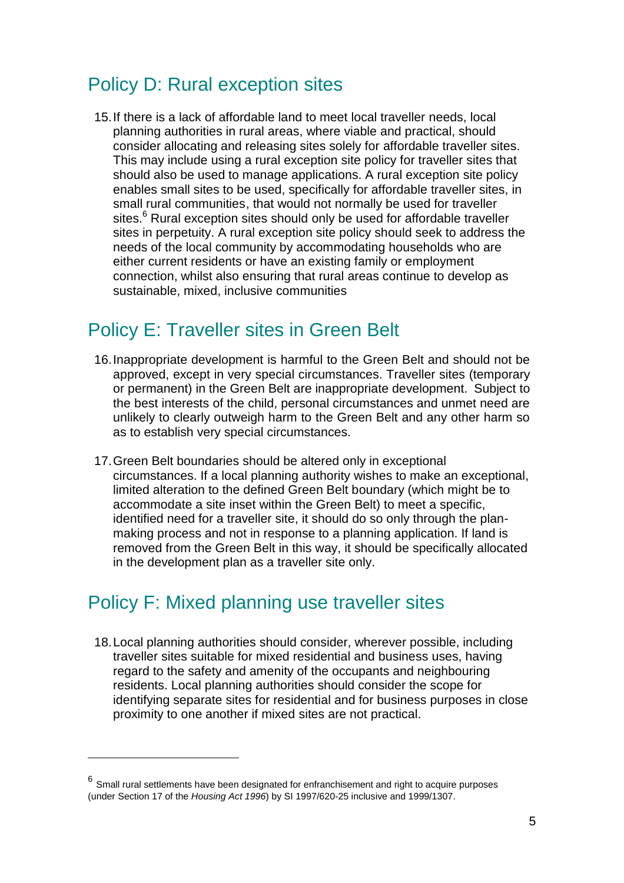## Policy D: Rural exception sites

15. If there is a lack of affordable land to meet local traveller needs, local planning authorities in rural areas, where viable and practical, should consider allocating and releasing sites solely for affordable traveller sites. This may include using a rural exception site policy for traveller sites that should also be used to manage applications. A rural exception site policy enables small sites to be used, specifically for affordable traveller sites, in small rural communities, that would not normally be used for traveller sites.[6] Rural exception sites should only be used for affordable traveller sites in perpetuity. A rural exception site policy should seek to address the needs of the local community by accommodating households who are either current residents or have an existing family or employment connection, whilst also ensuring that rural areas continue to develop as sustainable, mixed, inclusive communities

## Policy E: Traveller sites in Green Belt

16. Inappropriate development is harmful to the Green Belt and should not be approved, except in very special circumstances. Traveller sites (temporary or permanent) in the Green Belt are inappropriate development. Subject to the best interests of the child, personal circumstances and unmet need are unlikely to clearly outweigh harm to the Green Belt and any other harm so as to establish very special circumstances.

17. Green Belt boundaries should be altered only in exceptional circumstances. If a local planning authority wishes to make an exceptional, limited alteration to the defined Green Belt boundary (which might be to accommodate a site inset within the Green Belt) to meet a specific, identified need for a traveller site, it should do so only through the plan-making process and not in response to a planning application. If land is removed from the Green Belt in this way, it should be specifically allocated in the development plan as a traveller site only.

## Policy F: Mixed planning use traveller sites

18. Local planning authorities should consider, wherever possible, including traveller sites suitable for mixed residential and business uses, having regard to the safety and amenity of the occupants and neighbouring residents. Local planning authorities should consider the scope for identifying separate sites for residential and for business purposes in close proximity to one another if mixed sites are not practical.

---

[6] Small rural settlements have been designated for enfranchisement and right to acquire purposes (under Section 17 of the *Housing Act 1996*) by SI 1997/620-25 inclusive and 1999/1307.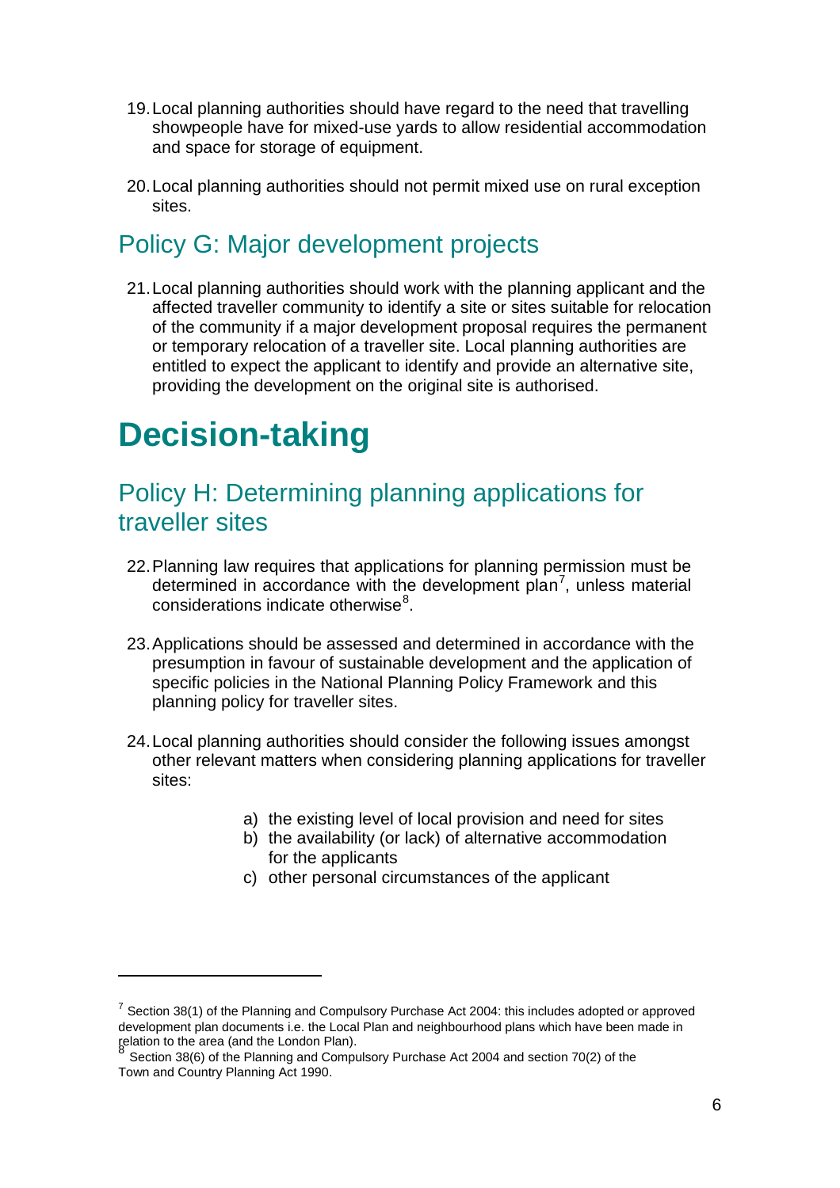19. Local planning authorities should have regard to the need that travelling showpeople have for mixed-use yards to allow residential accommodation and space for storage of equipment.

20. Local planning authorities should not permit mixed use on rural exception sites.

## Policy G: Major development projects

21. Local planning authorities should work with the planning applicant and the affected traveller community to identify a site or sites suitable for relocation of the community if a major development proposal requires the permanent or temporary relocation of a traveller site. Local planning authorities are entitled to expect the applicant to identify and provide an alternative site, providing the development on the original site is authorised.

# Decision-taking

## Policy H: Determining planning applications for traveller sites

22. Planning law requires that applications for planning permission must be determined in accordance with the development plan[7], unless material considerations indicate otherwise[8].

23. Applications should be assessed and determined in accordance with the presumption in favour of sustainable development and the application of specific policies in the National Planning Policy Framework and this planning policy for traveller sites.

24. Local planning authorities should consider the following issues amongst other relevant matters when considering planning applications for traveller sites:

    a) the existing level of local provision and need for sites
    b) the availability (or lack) of alternative accommodation for the applicants
    c) other personal circumstances of the applicant

---

[7] Section 38(1) of the Planning and Compulsory Purchase Act 2004: this includes adopted or approved development plan documents i.e. the Local Plan and neighbourhood plans which have been made in relation to the area (and the London Plan).

[8] Section 38(6) of the Planning and Compulsory Purchase Act 2004 and section 70(2) of the Town and Country Planning Act 1990.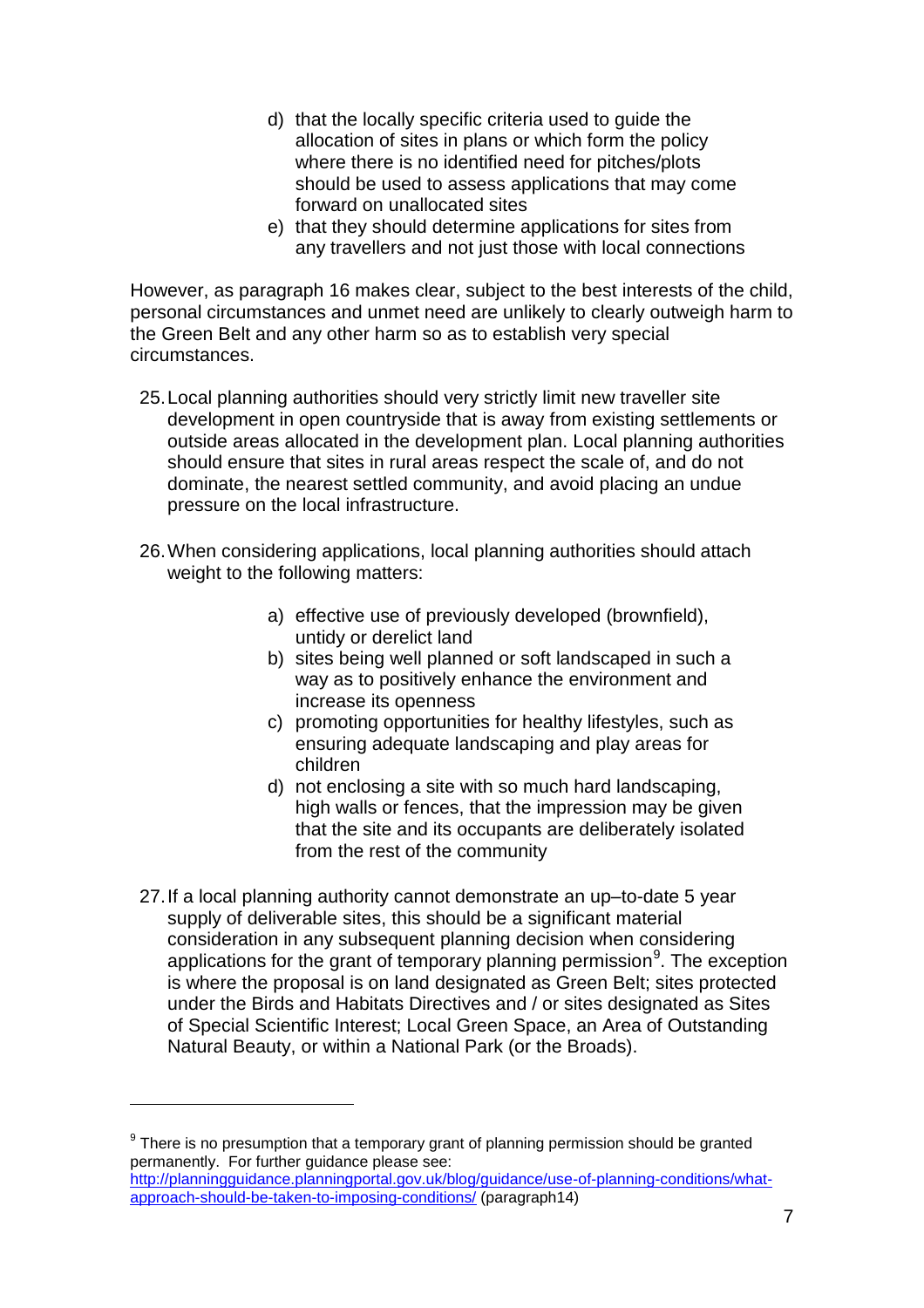d) that the locally specific criteria used to guide the allocation of sites in plans or which form the policy where there is no identified need for pitches/plots should be used to assess applications that may come forward on unallocated sites
e) that they should determine applications for sites from any travellers and not just those with local connections

However, as paragraph 16 makes clear, subject to the best interests of the child, personal circumstances and unmet need are unlikely to clearly outweigh harm to the Green Belt and any other harm so as to establish very special circumstances.

25. Local planning authorities should very strictly limit new traveller site development in open countryside that is away from existing settlements or outside areas allocated in the development plan. Local planning authorities should ensure that sites in rural areas respect the scale of, and do not dominate, the nearest settled community, and avoid placing an undue pressure on the local infrastructure.

26. When considering applications, local planning authorities should attach weight to the following matters:

   a) effective use of previously developed (brownfield), untidy or derelict land
   b) sites being well planned or soft landscaped in such a way as to positively enhance the environment and increase its openness
   c) promoting opportunities for healthy lifestyles, such as ensuring adequate landscaping and play areas for children
   d) not enclosing a site with so much hard landscaping, high walls or fences, that the impression may be given that the site and its occupants are deliberately isolated from the rest of the community

27. If a local planning authority cannot demonstrate an up–to-date 5 year supply of deliverable sites, this should be a significant material consideration in any subsequent planning decision when considering applications for the grant of temporary planning permission[9]. The exception is where the proposal is on land designated as Green Belt; sites protected under the Birds and Habitats Directives and / or sites designated as Sites of Special Scientific Interest; Local Green Space, an Area of Outstanding Natural Beauty, or within a National Park (or the Broads).

---

[9] There is no presumption that a temporary grant of planning permission should be granted permanently. For further guidance please see: [http://planningguidance.planningportal.gov.uk/blog/guidance/use-of-planning-conditions/what-approach-should-be-taken-to-imposing-conditions/](http://planningguidance.planningportal.gov.uk/blog/guidance/use-of-planning-conditions/what-approach-should-be-taken-to-imposing-conditions/) (paragraph14)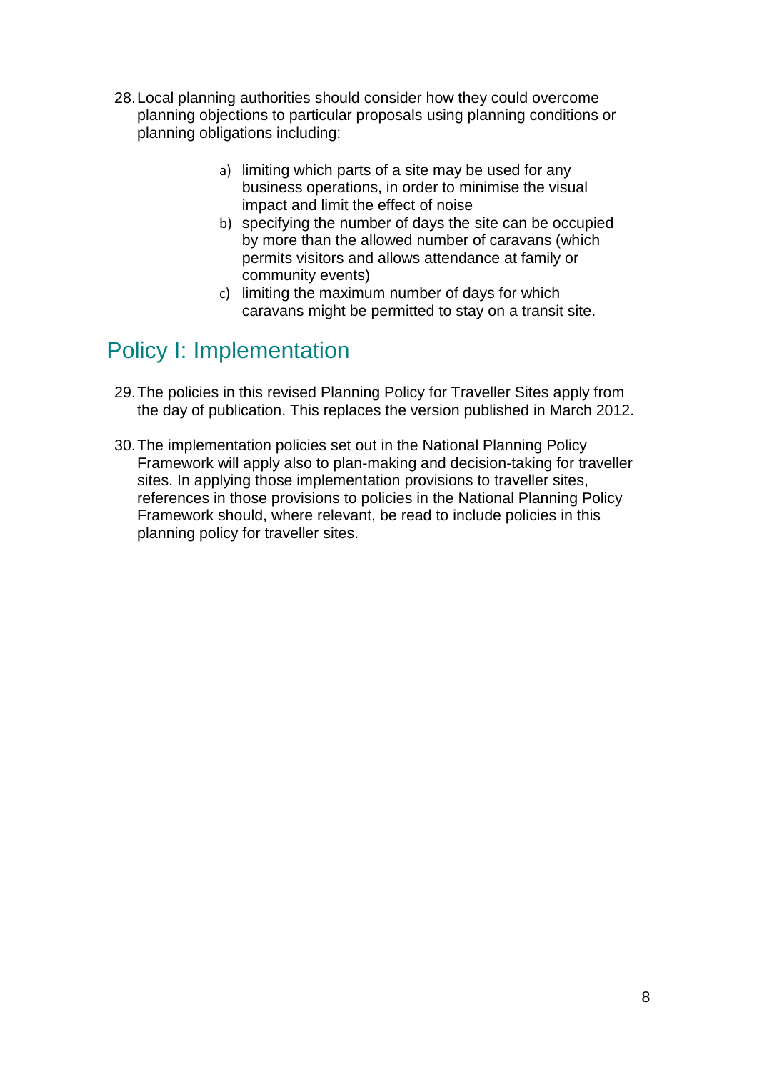28. Local planning authorities should consider how they could overcome planning objections to particular proposals using planning conditions or planning obligations including:

    a) limiting which parts of a site may be used for any business operations, in order to minimise the visual impact and limit the effect of noise
    b) specifying the number of days the site can be occupied by more than the allowed number of caravans (which permits visitors and allows attendance at family or community events)
    c) limiting the maximum number of days for which caravans might be permitted to stay on a transit site.

## Policy I: Implementation

29. The policies in this revised Planning Policy for Traveller Sites apply from the day of publication. This replaces the version published in March 2012.

30. The implementation policies set out in the National Planning Policy Framework will apply also to plan-making and decision-taking for traveller sites. In applying those implementation provisions to traveller sites, references in those provisions to policies in the National Planning Policy Framework should, where relevant, be read to include policies in this planning policy for traveller sites.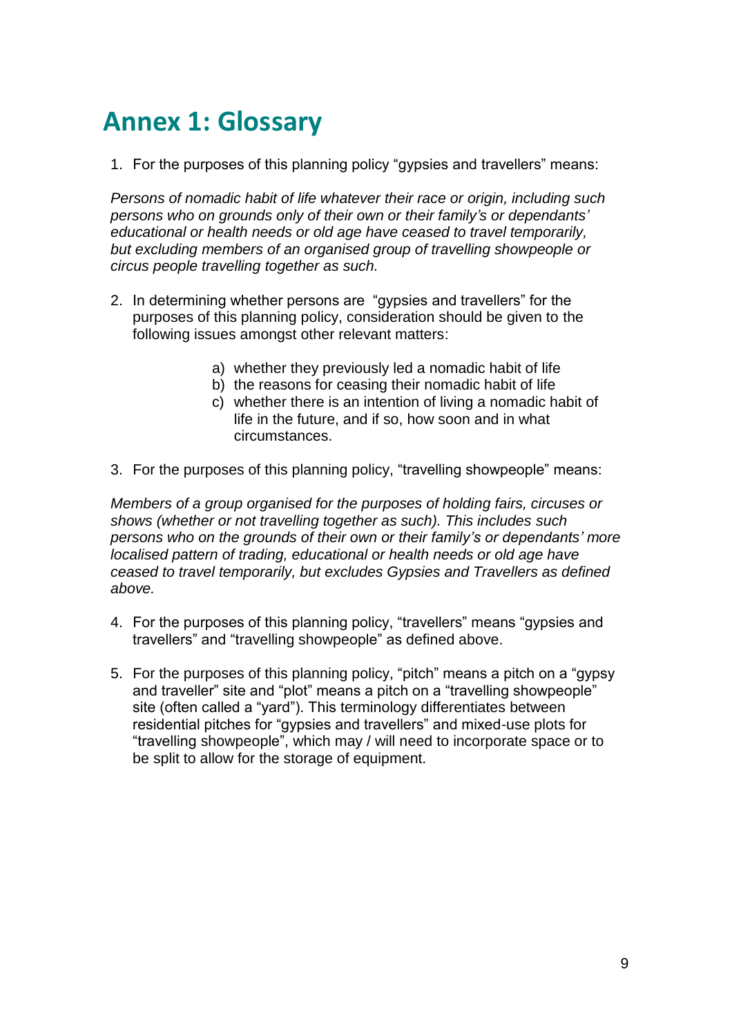# Annex 1: Glossary

1. For the purposes of this planning policy "gypsies and travellers" means:

*Persons of nomadic habit of life whatever their race or origin, including such persons who on grounds only of their own or their family's or dependants' educational or health needs or old age have ceased to travel temporarily, but excluding members of an organised group of travelling showpeople or circus people travelling together as such.*

2. In determining whether persons are "gypsies and travellers" for the purposes of this planning policy, consideration should be given to the following issues amongst other relevant matters:

   a) whether they previously led a nomadic habit of life
   b) the reasons for ceasing their nomadic habit of life
   c) whether there is an intention of living a nomadic habit of life in the future, and if so, how soon and in what circumstances.

3. For the purposes of this planning policy, "travelling showpeople" means:

*Members of a group organised for the purposes of holding fairs, circuses or shows (whether or not travelling together as such). This includes such persons who on the grounds of their own or their family's or dependants' more localised pattern of trading, educational or health needs or old age have ceased to travel temporarily, but excludes Gypsies and Travellers as defined above.*

4. For the purposes of this planning policy, "travellers" means "gypsies and travellers" and "travelling showpeople" as defined above.

5. For the purposes of this planning policy, "pitch" means a pitch on a "gypsy and traveller" site and "plot" means a pitch on a "travelling showpeople" site (often called a "yard"). This terminology differentiates between residential pitches for "gypsies and travellers" and mixed-use plots for "travelling showpeople", which may / will need to incorporate space or to be split to allow for the storage of equipment.